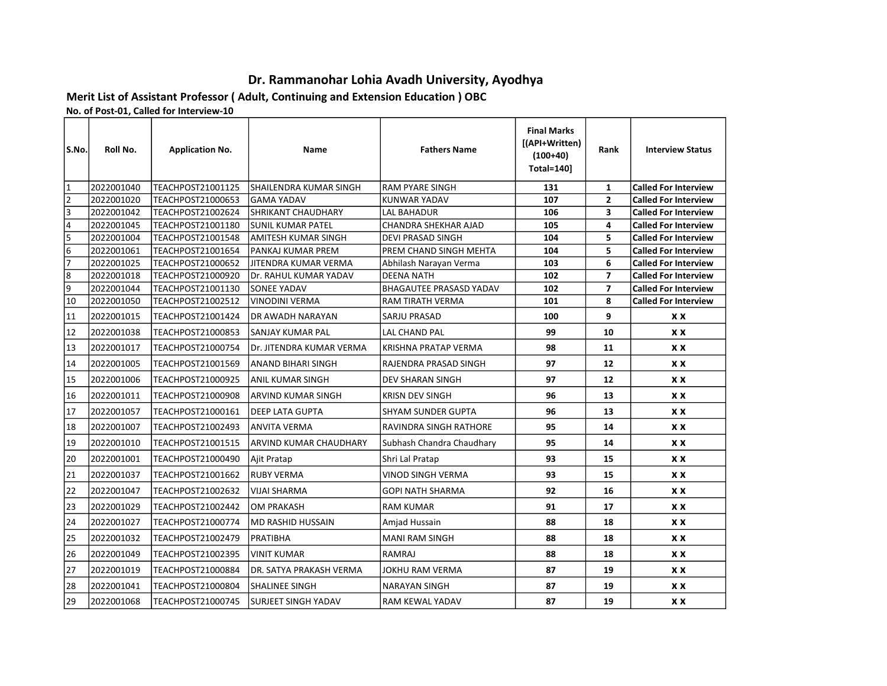# Dr. Rammanohar Lohia Avadh University, Ayodhya

## Merit List of Assistant Professor ( Adult, Continuing and Extension Education ) OBC

**No. of Post-01, Called for Interview-10**

| S.No. | Roll No. | Application No. | Name | Fathers Name | Final Marks [(API+Written) (100+40) Total=140] | Rank | Interview Status |
|---|---|---|---|---|---|---|---|
| 1 | 2022001040 | TEACHPOST21001125 | SHAILENDRA KUMAR SINGH | RAM PYARE SINGH | **131** | **1** | **Called For Interview** |
| 2 | 2022001020 | TEACHPOST21000653 | GAMA YADAV | KUNWAR YADAV | **107** | **2** | **Called For Interview** |
| 3 | 2022001042 | TEACHPOST21002624 | SHRIKANT CHAUDHARY | LAL BAHADUR | **106** | **3** | **Called For Interview** |
| 4 | 2022001045 | TEACHPOST21001180 | SUNIL KUMAR PATEL | CHANDRA SHEKHAR AJAD | **105** | **4** | **Called For Interview** |
| 5 | 2022001004 | TEACHPOST21001548 | AMITESH KUMAR SINGH | DEVI PRASAD SINGH | **104** | **5** | **Called For Interview** |
| 6 | 2022001061 | TEACHPOST21001654 | PANKAJ KUMAR PREM | PREM CHAND SINGH MEHTA | **104** | **5** | **Called For Interview** |
| 7 | 2022001025 | TEACHPOST21000652 | JITENDRA KUMAR VERMA | Abhilash Narayan Verma | **103** | **6** | **Called For Interview** |
| 8 | 2022001018 | TEACHPOST21000920 | Dr. RAHUL KUMAR YADAV | DEENA NATH | **102** | **7** | **Called For Interview** |
| 9 | 2022001044 | TEACHPOST21001130 | SONEE YADAV | BHAGAUTEE PRASASD YADAV | **102** | **7** | **Called For Interview** |
| 10 | 2022001050 | TEACHPOST21002512 | VINODINI VERMA | RAM TIRATH VERMA | **101** | **8** | **Called For Interview** |
| 11 | 2022001015 | TEACHPOST21001424 | DR AWADH NARAYAN | SARJU PRASAD | **100** | **9** | **X X** |
| 12 | 2022001038 | TEACHPOST21000853 | SANJAY KUMAR PAL | LAL CHAND PAL | **99** | **10** | **X X** |
| 13 | 2022001017 | TEACHPOST21000754 | Dr. JITENDRA KUMAR VERMA | KRISHNA PRATAP VERMA | **98** | **11** | **X X** |
| 14 | 2022001005 | TEACHPOST21001569 | ANAND BIHARI SINGH | RAJENDRA PRASAD SINGH | **97** | **12** | **X X** |
| 15 | 2022001006 | TEACHPOST21000925 | ANIL KUMAR SINGH | DEV SHARAN SINGH | **97** | **12** | **X X** |
| 16 | 2022001011 | TEACHPOST21000908 | ARVIND KUMAR SINGH | KRISN DEV SINGH | **96** | **13** | **X X** |
| 17 | 2022001057 | TEACHPOST21000161 | DEEP LATA GUPTA | SHYAM SUNDER GUPTA | **96** | **13** | **X X** |
| 18 | 2022001007 | TEACHPOST21002493 | ANVITA VERMA | RAVINDRA SINGH RATHORE | **95** | **14** | **X X** |
| 19 | 2022001010 | TEACHPOST21001515 | ARVIND KUMAR CHAUDHARY | Subhash Chandra Chaudhary | **95** | **14** | **X X** |
| 20 | 2022001001 | TEACHPOST21000490 | Ajit Pratap | Shri Lal Pratap | **93** | **15** | **X X** |
| 21 | 2022001037 | TEACHPOST21001662 | RUBY VERMA | VINOD SINGH VERMA | **93** | **15** | **X X** |
| 22 | 2022001047 | TEACHPOST21002632 | VIJAI SHARMA | GOPI NATH SHARMA | **92** | **16** | **X X** |
| 23 | 2022001029 | TEACHPOST21002442 | OM PRAKASH | RAM KUMAR | **91** | **17** | **X X** |
| 24 | 2022001027 | TEACHPOST21000774 | MD RASHID HUSSAIN | Amjad Hussain | **88** | **18** | **X X** |
| 25 | 2022001032 | TEACHPOST21002479 | PRATIBHA | MANI RAM SINGH | **88** | **18** | **X X** |
| 26 | 2022001049 | TEACHPOST21002395 | VINIT KUMAR | RAMRAJ | **88** | **18** | **X X** |
| 27 | 2022001019 | TEACHPOST21000884 | DR. SATYA PRAKASH VERMA | JOKHU RAM VERMA | **87** | **19** | **X X** |
| 28 | 2022001041 | TEACHPOST21000804 | SHALINEE SINGH | NARAYAN SINGH | **87** | **19** | **X X** |
| 29 | 2022001068 | TEACHPOST21000745 | SURJEET SINGH YADAV | RAM KEWAL YADAV | **87** | **19** | **X X** |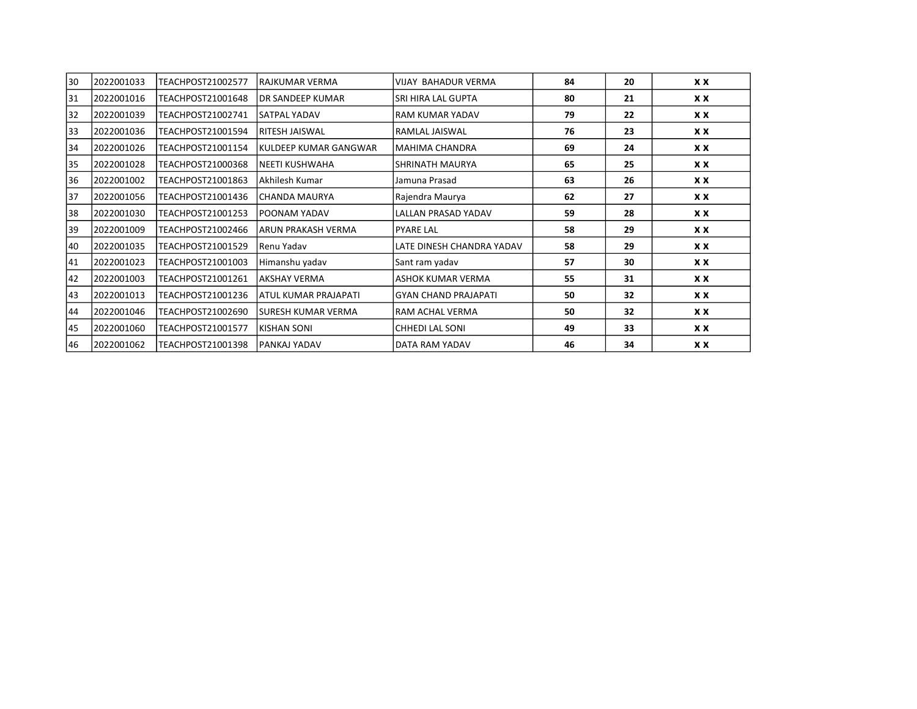| | | | | | | | |
|---|---|---|---|---|---|---|---|
| 30 | 2022001033 | TEACHPOST21002577 | RAJKUMAR VERMA | VIJAY BAHADUR VERMA | **84** | **20** | **X X** |
| 31 | 2022001016 | TEACHPOST21001648 | DR SANDEEP KUMAR | SRI HIRA LAL GUPTA | **80** | **21** | **X X** |
| 32 | 2022001039 | TEACHPOST21002741 | SATPAL YADAV | RAM KUMAR YADAV | **79** | **22** | **X X** |
| 33 | 2022001036 | TEACHPOST21001594 | RITESH JAISWAL | RAMLAL JAISWAL | **76** | **23** | **X X** |
| 34 | 2022001026 | TEACHPOST21001154 | KULDEEP KUMAR GANGWAR | MAHIMA CHANDRA | **69** | **24** | **X X** |
| 35 | 2022001028 | TEACHPOST21000368 | NEETI KUSHWAHA | SHRINATH MAURYA | **65** | **25** | **X X** |
| 36 | 2022001002 | TEACHPOST21001863 | Akhilesh Kumar | Jamuna Prasad | **63** | **26** | **X X** |
| 37 | 2022001056 | TEACHPOST21001436 | CHANDA MAURYA | Rajendra Maurya | **62** | **27** | **X X** |
| 38 | 2022001030 | TEACHPOST21001253 | POONAM YADAV | LALLAN PRASAD YADAV | **59** | **28** | **X X** |
| 39 | 2022001009 | TEACHPOST21002466 | ARUN PRAKASH VERMA | PYARE LAL | **58** | **29** | **X X** |
| 40 | 2022001035 | TEACHPOST21001529 | Renu Yadav | LATE DINESH CHANDRA YADAV | **58** | **29** | **X X** |
| 41 | 2022001023 | TEACHPOST21001003 | Himanshu yadav | Sant ram yadav | **57** | **30** | **X X** |
| 42 | 2022001003 | TEACHPOST21001261 | AKSHAY VERMA | ASHOK KUMAR VERMA | **55** | **31** | **X X** |
| 43 | 2022001013 | TEACHPOST21001236 | ATUL KUMAR PRAJAPATI | GYAN CHAND PRAJAPATI | **50** | **32** | **X X** |
| 44 | 2022001046 | TEACHPOST21002690 | SURESH KUMAR VERMA | RAM ACHAL VERMA | **50** | **32** | **X X** |
| 45 | 2022001060 | TEACHPOST21001577 | KISHAN SONI | CHHEDI LAL SONI | **49** | **33** | **X X** |
| 46 | 2022001062 | TEACHPOST21001398 | PANKAJ YADAV | DATA RAM YADAV | **46** | **34** | **X X** |